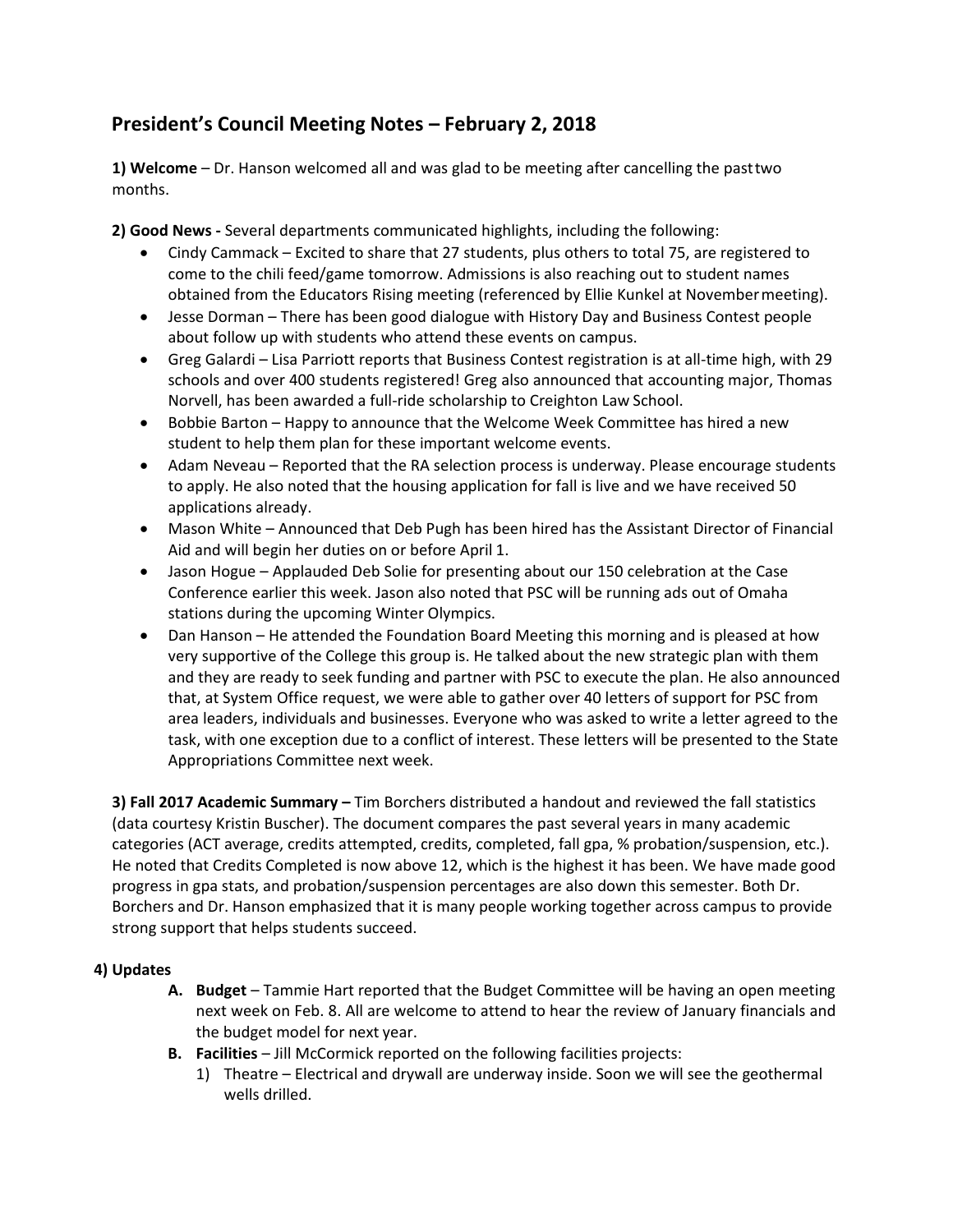# President's Council Meeting Notes – February 2, 2018

**1) Welcome** – Dr. Hanson welcomed all and was glad to be meeting after cancelling the past two months.

**2) Good News -** Several departments communicated highlights, including the following:

- Cindy Cammack – Excited to share that 27 students, plus others to total 75, are registered to come to the chili feed/game tomorrow. Admissions is also reaching out to student names obtained from the Educators Rising meeting (referenced by Ellie Kunkel at November meeting).
- Jesse Dorman – There has been good dialogue with History Day and Business Contest people about follow up with students who attend these events on campus.
- Greg Galardi – Lisa Parriott reports that Business Contest registration is at all-time high, with 29 schools and over 400 students registered! Greg also announced that accounting major, Thomas Norvell, has been awarded a full-ride scholarship to Creighton Law School.
- Bobbie Barton – Happy to announce that the Welcome Week Committee has hired a new student to help them plan for these important welcome events.
- Adam Neveau – Reported that the RA selection process is underway. Please encourage students to apply. He also noted that the housing application for fall is live and we have received 50 applications already.
- Mason White – Announced that Deb Pugh has been hired has the Assistant Director of Financial Aid and will begin her duties on or before April 1.
- Jason Hogue – Applauded Deb Solie for presenting about our 150 celebration at the Case Conference earlier this week. Jason also noted that PSC will be running ads out of Omaha stations during the upcoming Winter Olympics.
- Dan Hanson – He attended the Foundation Board Meeting this morning and is pleased at how very supportive of the College this group is. He talked about the new strategic plan with them and they are ready to seek funding and partner with PSC to execute the plan. He also announced that, at System Office request, we were able to gather over 40 letters of support for PSC from area leaders, individuals and businesses. Everyone who was asked to write a letter agreed to the task, with one exception due to a conflict of interest. These letters will be presented to the State Appropriations Committee next week.

**3) Fall 2017 Academic Summary –** Tim Borchers distributed a handout and reviewed the fall statistics (data courtesy Kristin Buscher). The document compares the past several years in many academic categories (ACT average, credits attempted, credits, completed, fall gpa, % probation/suspension, etc.). He noted that Credits Completed is now above 12, which is the highest it has been. We have made good progress in gpa stats, and probation/suspension percentages are also down this semester. Both Dr. Borchers and Dr. Hanson emphasized that it is many people working together across campus to provide strong support that helps students succeed.

**4) Updates**

- **A. Budget** – Tammie Hart reported that the Budget Committee will be having an open meeting next week on Feb. 8. All are welcome to attend to hear the review of January financials and the budget model for next year.
- **B. Facilities** – Jill McCormick reported on the following facilities projects:
  1) Theatre – Electrical and drywall are underway inside. Soon we will see the geothermal wells drilled.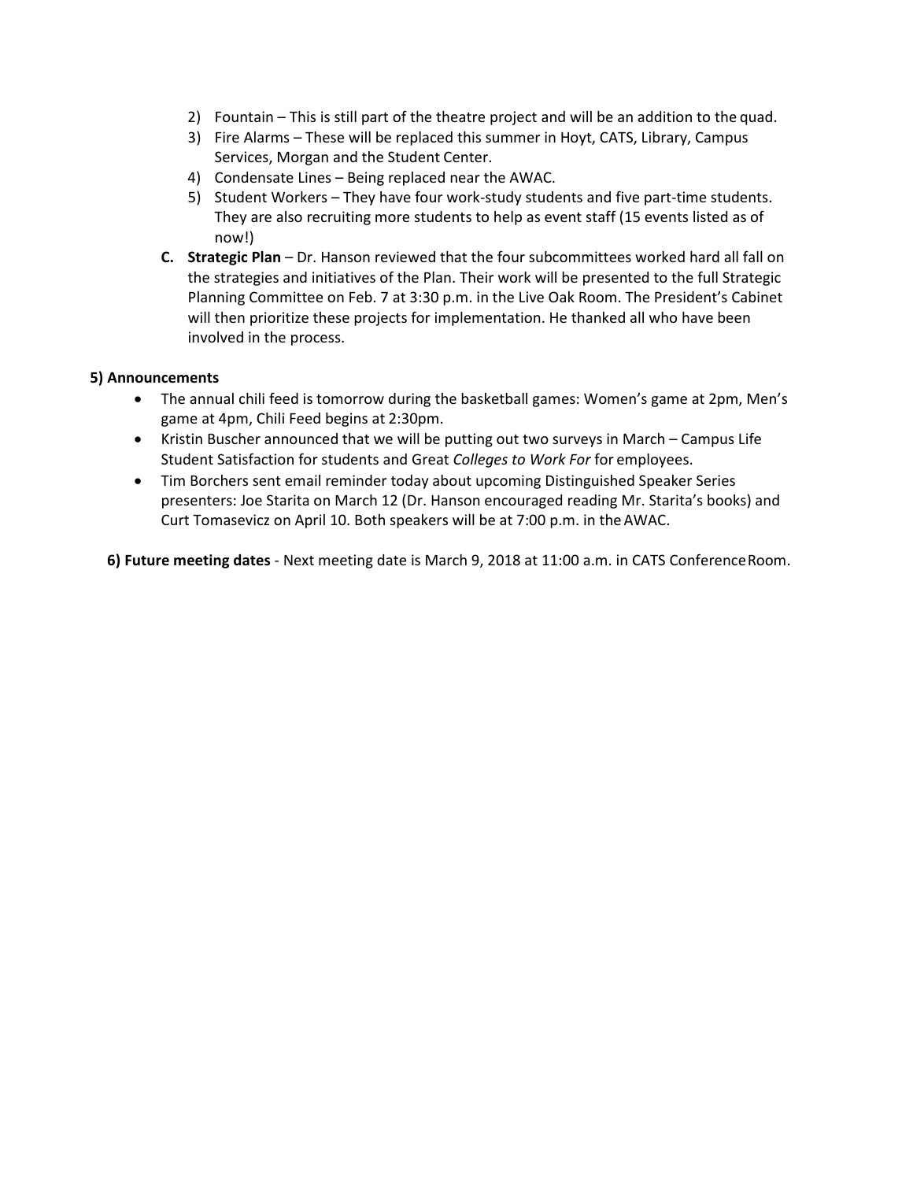2) Fountain – This is still part of the theatre project and will be an addition to the quad.
3) Fire Alarms – These will be replaced this summer in Hoyt, CATS, Library, Campus Services, Morgan and the Student Center.
4) Condensate Lines – Being replaced near the AWAC.
5) Student Workers – They have four work-study students and five part-time students. They are also recruiting more students to help as event staff (15 events listed as of now!)

**C. Strategic Plan** – Dr. Hanson reviewed that the four subcommittees worked hard all fall on the strategies and initiatives of the Plan. Their work will be presented to the full Strategic Planning Committee on Feb. 7 at 3:30 p.m. in the Live Oak Room. The President's Cabinet will then prioritize these projects for implementation. He thanked all who have been involved in the process.

**5) Announcements**

- The annual chili feed is tomorrow during the basketball games: Women's game at 2pm, Men's game at 4pm, Chili Feed begins at 2:30pm.
- Kristin Buscher announced that we will be putting out two surveys in March – Campus Life Student Satisfaction for students and Great *Colleges to Work For* for employees.
- Tim Borchers sent email reminder today about upcoming Distinguished Speaker Series presenters: Joe Starita on March 12 (Dr. Hanson encouraged reading Mr. Starita's books) and Curt Tomasevicz on April 10. Both speakers will be at 7:00 p.m. in the AWAC.

**6) Future meeting dates** - Next meeting date is March 9, 2018 at 11:00 a.m. in CATS Conference Room.